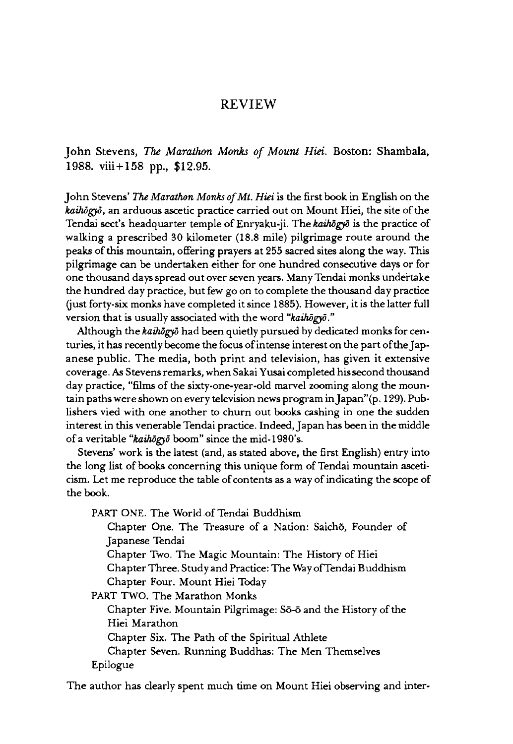# REVIEW

John Stevens, *The Marathon Monks of Mount Hiei*. Boston: Shambala, 1988. viii+158 pp., $12.95.

John Stevens' *The Marathon Monks of Mt. Hiei* is the first book in English on the *kaihōgyō*, an arduous ascetic practice carried out on Mount Hiei, the site of the Tendai sect's headquarter temple of Enryaku-ji. The *kaihōgyō* is the practice of walking a prescribed 30 kilometer (18.8 mile) pilgrimage route around the peaks of this mountain, offering prayers at 255 sacred sites along the way. This pilgrimage can be undertaken either for one hundred consecutive days or for one thousand days spread out over seven years. Many Tendai monks undertake the hundred day practice, but few go on to complete the thousand day practice (just forty-six monks have completed it since 1885). However, it is the latter full version that is usually associated with the word "*kaihōgyō*."

Although the *kaihōgyō* had been quietly pursued by dedicated monks for centuries, it has recently become the focus of intense interest on the part of the Japanese public. The media, both print and television, has given it extensive coverage. As Stevens remarks, when Sakai Yusai completed his second thousand day practice, "films of the sixty-one-year-old marvel zooming along the mountain paths were shown on every television news program in Japan"(p. 129). Publishers vied with one another to churn out books cashing in one the sudden interest in this venerable Tendai practice. Indeed, Japan has been in the middle of a veritable "*kaihōgyō* boom" since the mid-1980's.

Stevens' work is the latest (and, as stated above, the first English) entry into the long list of books concerning this unique form of Tendai mountain asceticism. Let me reproduce the table of contents as a way of indicating the scope of the book.

PART ONE. The World of Tendai Buddhism
- Chapter One. The Treasure of a Nation: Saichō, Founder of Japanese Tendai
- Chapter Two. The Magic Mountain: The History of Hiei
- Chapter Three. Study and Practice: The Way of Tendai Buddhism
- Chapter Four. Mount Hiei Today

PART TWO. The Marathon Monks
- Chapter Five. Mountain Pilgrimage: Sō-ō and the History of the Hiei Marathon
- Chapter Six. The Path of the Spiritual Athlete
- Chapter Seven. Running Buddhas: The Men Themselves

Epilogue

The author has clearly spent much time on Mount Hiei observing and inter-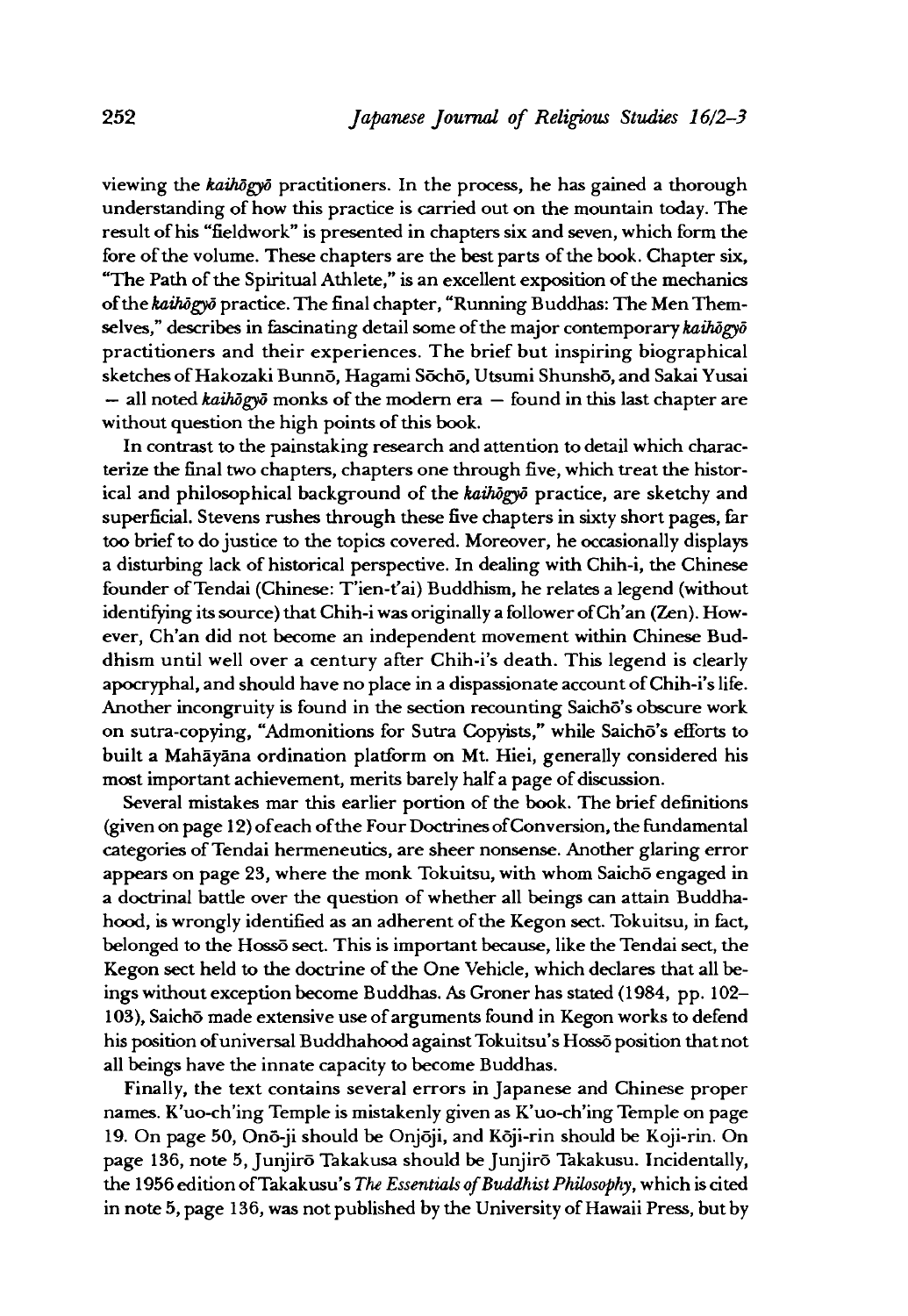viewing the *kaihōgyō* practitioners. In the process, he has gained a thorough understanding of how this practice is carried out on the mountain today. The result of his "fieldwork" is presented in chapters six and seven, which form the fore of the volume. These chapters are the best parts of the book. Chapter six, "The Path of the Spiritual Athlete," is an excellent exposition of the mechanics of the *kaihōgyō* practice. The final chapter, "Running Buddhas: The Men Themselves," describes in fascinating detail some of the major contemporary *kaihōgyō* practitioners and their experiences. The brief but inspiring biographical sketches of Hakozaki Bunnō, Hagami Sōchō, Utsumi Shunshō, and Sakai Yusai — all noted *kaihōgyō* monks of the modern era — found in this last chapter are without question the high points of this book.

In contrast to the painstaking research and attention to detail which characterize the final two chapters, chapters one through five, which treat the historical and philosophical background of the *kaihōgyō* practice, are sketchy and superficial. Stevens rushes through these five chapters in sixty short pages, far too brief to do justice to the topics covered. Moreover, he occasionally displays a disturbing lack of historical perspective. In dealing with Chih-i, the Chinese founder of Tendai (Chinese: T'ien-t'ai) Buddhism, he relates a legend (without identifying its source) that Chih-i was originally a follower of Ch'an (Zen). However, Ch'an did not become an independent movement within Chinese Buddhism until well over a century after Chih-i's death. This legend is clearly apocryphal, and should have no place in a dispassionate account of Chih-i's life. Another incongruity is found in the section recounting Saichō's obscure work on sutra-copying, "Admonitions for Sutra Copyists," while Saichō's efforts to built a Mahāyāna ordination platform on Mt. Hiei, generally considered his most important achievement, merits barely half a page of discussion.

Several mistakes mar this earlier portion of the book. The brief definitions (given on page 12) of each of the Four Doctrines of Conversion, the fundamental categories of Tendai hermeneutics, are sheer nonsense. Another glaring error appears on page 23, where the monk Tokuitsu, with whom Saichō engaged in a doctrinal battle over the question of whether all beings can attain Buddhahood, is wrongly identified as an adherent of the Kegon sect. Tokuitsu, in fact, belonged to the Hossō sect. This is important because, like the Tendai sect, the Kegon sect held to the doctrine of the One Vehicle, which declares that all beings without exception become Buddhas. As Groner has stated (1984, pp. 102–103), Saichō made extensive use of arguments found in Kegon works to defend his position of universal Buddhahood against Tokuitsu's Hossō position that not all beings have the innate capacity to become Buddhas.

Finally, the text contains several errors in Japanese and Chinese proper names. K'uo-ch'ing Temple is mistakenly given as K'uo-ch'ing Temple on page 19. On page 50, Onō-ji should be Onjōji, and Kōji-rin should be Koji-rin. On page 136, note 5, Junjirō Takakusa should be Junjirō Takakusu. Incidentally, the 1956 edition of Takakusu's *The Essentials of Buddhist Philosophy*, which is cited in note 5, page 136, was not published by the University of Hawaii Press, but by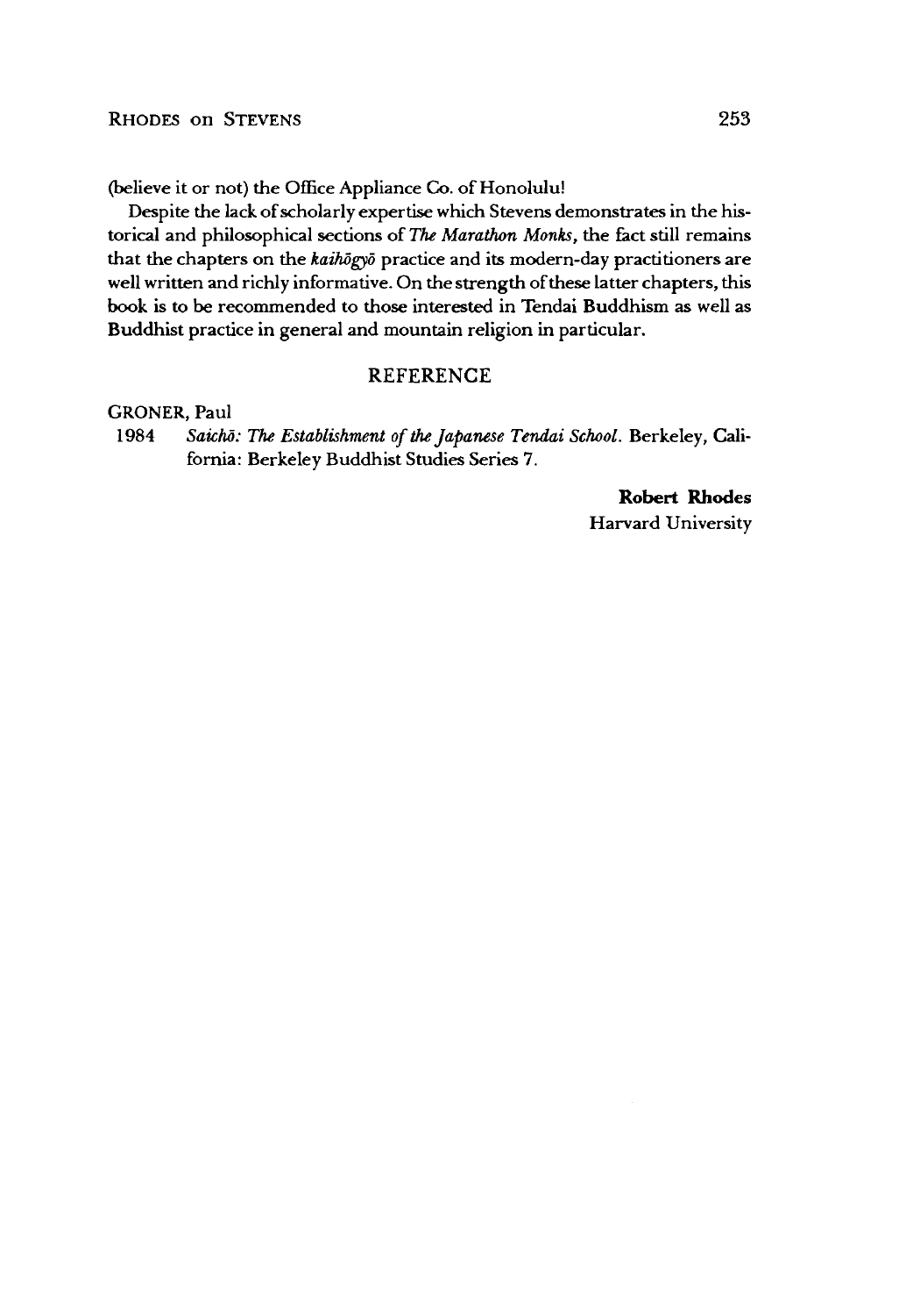(believe it or not) the Office Appliance Co. of Honolulu!

Despite the lack of scholarly expertise which Stevens demonstrates in the historical and philosophical sections of *The Marathon Monks*, the fact still remains that the chapters on the *kaihōgyō* practice and its modern-day practitioners are well written and richly informative. On the strength of these latter chapters, this book is to be recommended to those interested in Tendai Buddhism as well as Buddhist practice in general and mountain religion in particular.

## REFERENCE

GRONER, Paul

1984 *Saichō: The Establishment of the Japanese Tendai School*. Berkeley, California: Berkeley Buddhist Studies Series 7.

**Robert Rhodes**
Harvard University